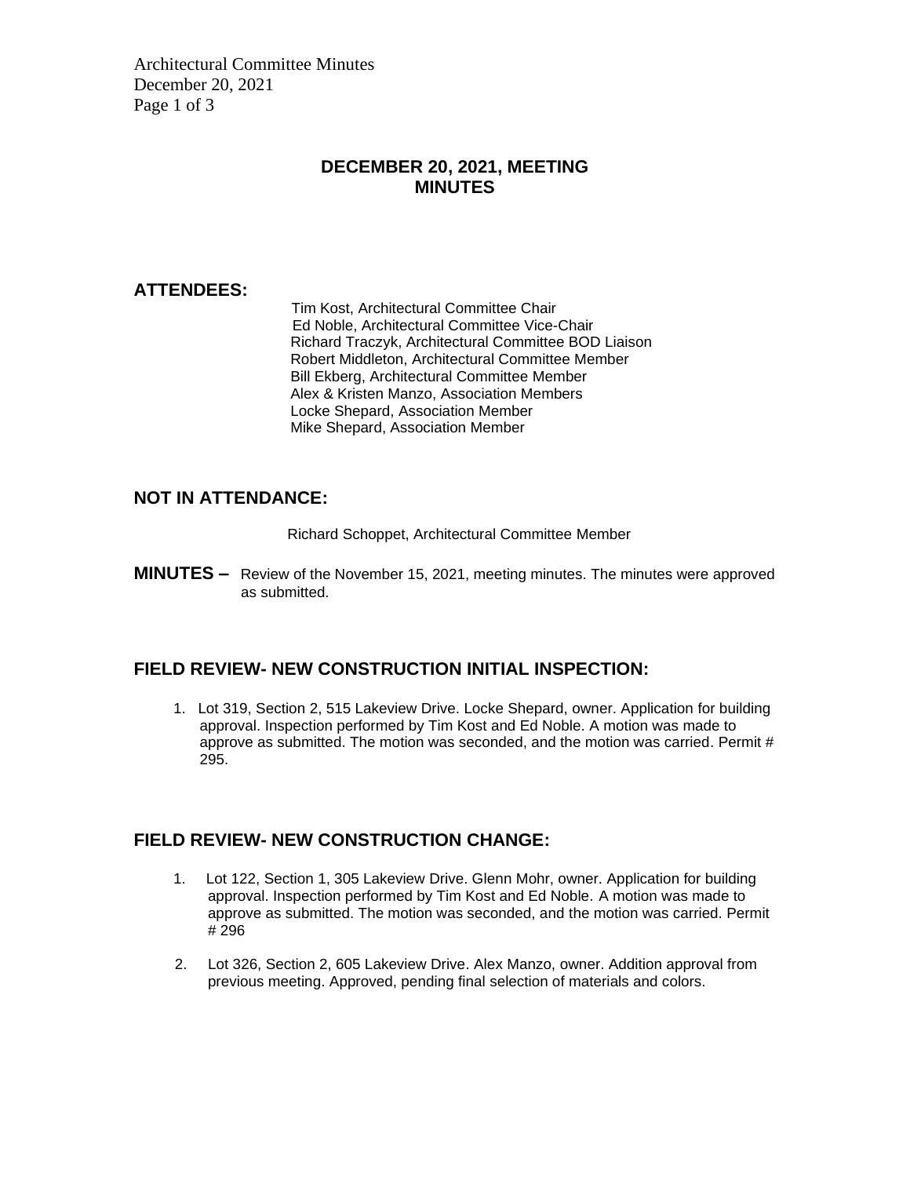# DECEMBER 20, 2021, MEETING MINUTES

## ATTENDEES:

Tim Kost, Architectural Committee Chair
Ed Noble, Architectural Committee Vice-Chair
Richard Traczyk, Architectural Committee BOD Liaison
Robert Middleton, Architectural Committee Member
Bill Ekberg, Architectural Committee Member
Alex & Kristen Manzo, Association Members
Locke Shepard, Association Member
Mike Shepard, Association Member

## NOT IN ATTENDANCE:

Richard Schoppet, Architectural Committee Member

**MINUTES –** Review of the November 15, 2021, meeting minutes. The minutes were approved as submitted.

## FIELD REVIEW- NEW CONSTRUCTION INITIAL INSPECTION:

1. Lot 319, Section 2, 515 Lakeview Drive. Locke Shepard, owner. Application for building approval. Inspection performed by Tim Kost and Ed Noble. A motion was made to approve as submitted. The motion was seconded, and the motion was carried. Permit # 295.

## FIELD REVIEW- NEW CONSTRUCTION CHANGE:

1. Lot 122, Section 1, 305 Lakeview Drive. Glenn Mohr, owner. Application for building approval. Inspection performed by Tim Kost and Ed Noble. A motion was made to approve as submitted. The motion was seconded, and the motion was carried. Permit # 296
2. Lot 326, Section 2, 605 Lakeview Drive. Alex Manzo, owner. Addition approval from previous meeting. Approved, pending final selection of materials and colors.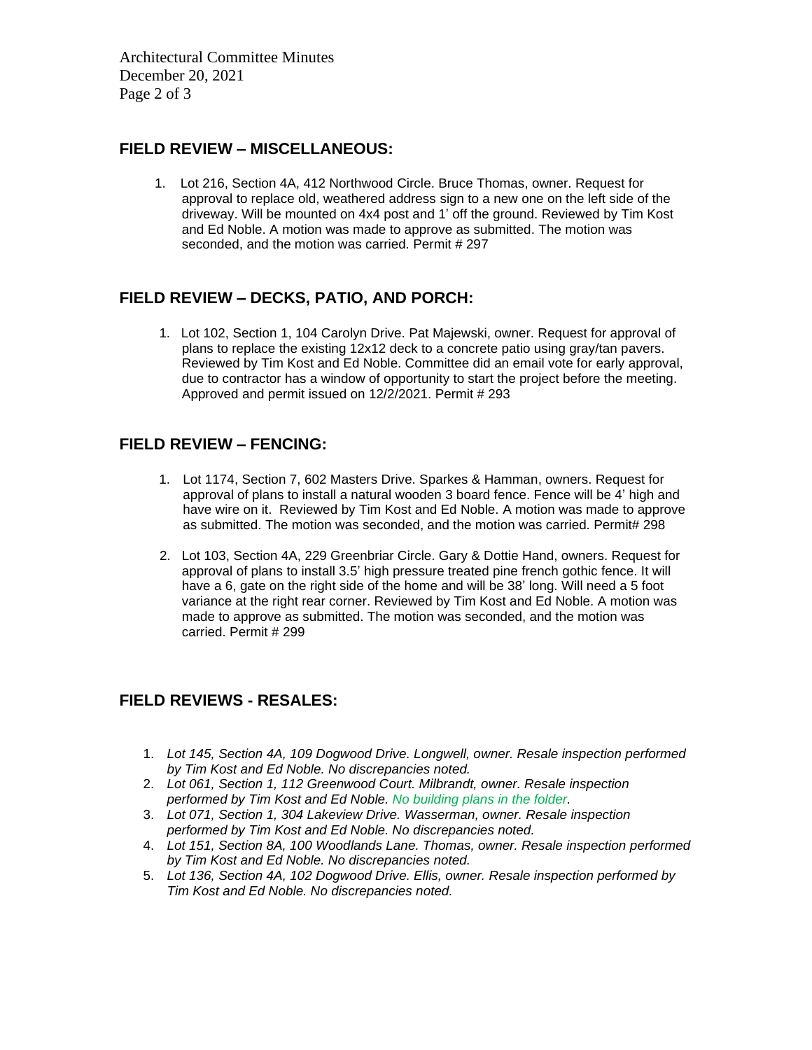## FIELD REVIEW – MISCELLANEOUS:

1. Lot 216, Section 4A, 412 Northwood Circle. Bruce Thomas, owner. Request for approval to replace old, weathered address sign to a new one on the left side of the driveway. Will be mounted on 4x4 post and 1' off the ground. Reviewed by Tim Kost and Ed Noble. A motion was made to approve as submitted. The motion was seconded, and the motion was carried. Permit # 297

## FIELD REVIEW – DECKS, PATIO, AND PORCH:

1. Lot 102, Section 1, 104 Carolyn Drive. Pat Majewski, owner. Request for approval of plans to replace the existing 12x12 deck to a concrete patio using gray/tan pavers. Reviewed by Tim Kost and Ed Noble. Committee did an email vote for early approval, due to contractor has a window of opportunity to start the project before the meeting. Approved and permit issued on 12/2/2021. Permit # 293

## FIELD REVIEW – FENCING:

1. Lot 1174, Section 7, 602 Masters Drive. Sparkes & Hamman, owners. Request for approval of plans to install a natural wooden 3 board fence. Fence will be 4' high and have wire on it. Reviewed by Tim Kost and Ed Noble. A motion was made to approve as submitted. The motion was seconded, and the motion was carried. Permit# 298

2. Lot 103, Section 4A, 229 Greenbriar Circle. Gary & Dottie Hand, owners. Request for approval of plans to install 3.5' high pressure treated pine french gothic fence. It will have a 6, gate on the right side of the home and will be 38' long. Will need a 5 foot variance at the right rear corner. Reviewed by Tim Kost and Ed Noble. A motion was made to approve as submitted. The motion was seconded, and the motion was carried. Permit # 299

## FIELD REVIEWS - RESALES:

1. *Lot 145, Section 4A, 109 Dogwood Drive. Longwell, owner. Resale inspection performed by Tim Kost and Ed Noble. No discrepancies noted.*
2. *Lot 061, Section 1, 112 Greenwood Court. Milbrandt, owner. Resale inspection performed by Tim Kost and Ed Noble. No building plans in the folder.*
3. *Lot 071, Section 1, 304 Lakeview Drive. Wasserman, owner. Resale inspection performed by Tim Kost and Ed Noble. No discrepancies noted.*
4. *Lot 151, Section 8A, 100 Woodlands Lane. Thomas, owner. Resale inspection performed by Tim Kost and Ed Noble. No discrepancies noted.*
5. *Lot 136, Section 4A, 102 Dogwood Drive. Ellis, owner. Resale inspection performed by Tim Kost and Ed Noble. No discrepancies noted.*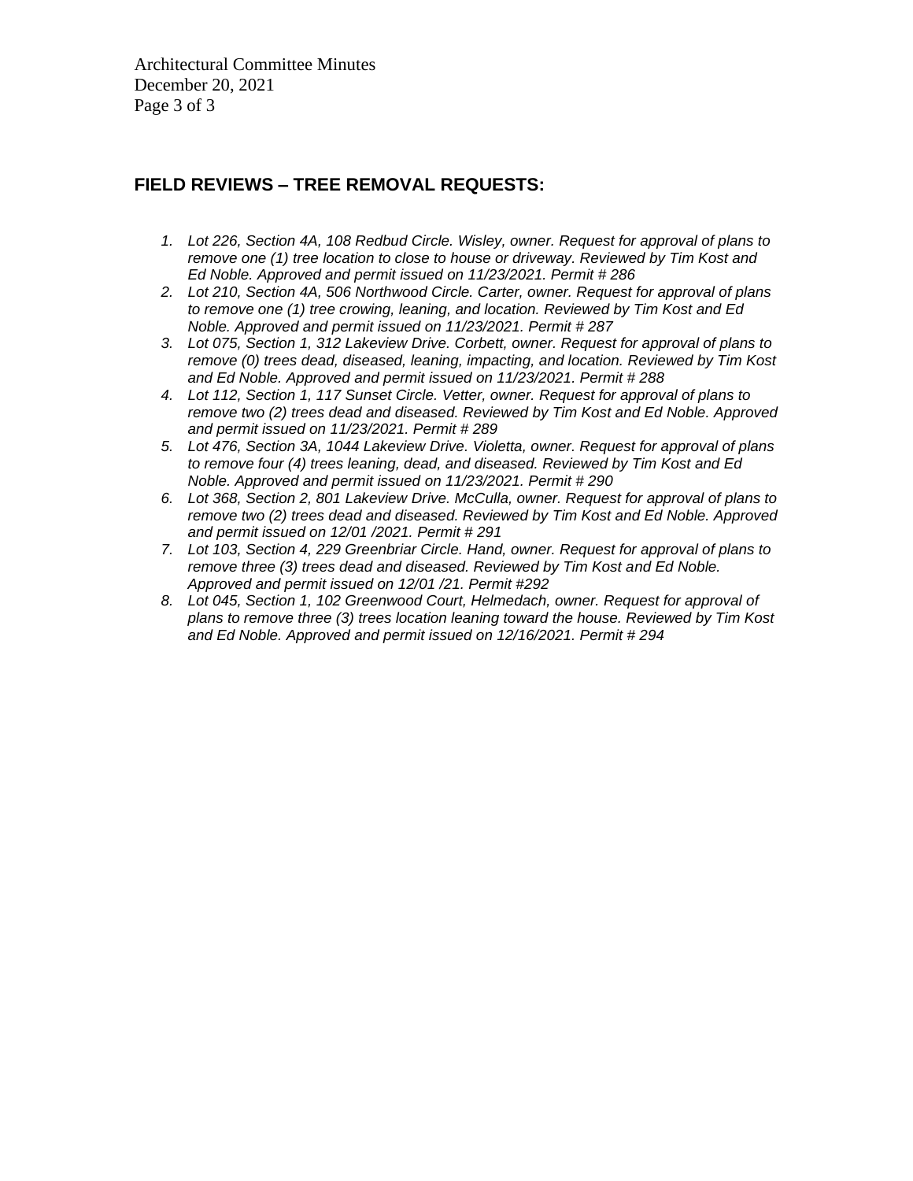## FIELD REVIEWS – TREE REMOVAL REQUESTS:

1. *Lot 226, Section 4A, 108 Redbud Circle. Wisley, owner. Request for approval of plans to remove one (1) tree location to close to house or driveway. Reviewed by Tim Kost and Ed Noble. Approved and permit issued on 11/23/2021. Permit # 286*
2. *Lot 210, Section 4A, 506 Northwood Circle. Carter, owner. Request for approval of plans to remove one (1) tree crowing, leaning, and location. Reviewed by Tim Kost and Ed Noble. Approved and permit issued on 11/23/2021. Permit # 287*
3. *Lot 075, Section 1, 312 Lakeview Drive. Corbett, owner. Request for approval of plans to remove (0) trees dead, diseased, leaning, impacting, and location. Reviewed by Tim Kost and Ed Noble. Approved and permit issued on 11/23/2021. Permit # 288*
4. *Lot 112, Section 1, 117 Sunset Circle. Vetter, owner. Request for approval of plans to remove two (2) trees dead and diseased. Reviewed by Tim Kost and Ed Noble. Approved and permit issued on 11/23/2021. Permit # 289*
5. *Lot 476, Section 3A, 1044 Lakeview Drive. Violetta, owner. Request for approval of plans to remove four (4) trees leaning, dead, and diseased. Reviewed by Tim Kost and Ed Noble. Approved and permit issued on 11/23/2021. Permit # 290*
6. *Lot 368, Section 2, 801 Lakeview Drive. McCulla, owner. Request for approval of plans to remove two (2) trees dead and diseased. Reviewed by Tim Kost and Ed Noble. Approved and permit issued on 12/01 /2021. Permit # 291*
7. *Lot 103, Section 4, 229 Greenbriar Circle. Hand, owner. Request for approval of plans to remove three (3) trees dead and diseased. Reviewed by Tim Kost and Ed Noble. Approved and permit issued on 12/01 /21. Permit #292*
8. *Lot 045, Section 1, 102 Greenwood Court, Helmedach, owner. Request for approval of plans to remove three (3) trees location leaning toward the house. Reviewed by Tim Kost and Ed Noble. Approved and permit issued on 12/16/2021. Permit # 294*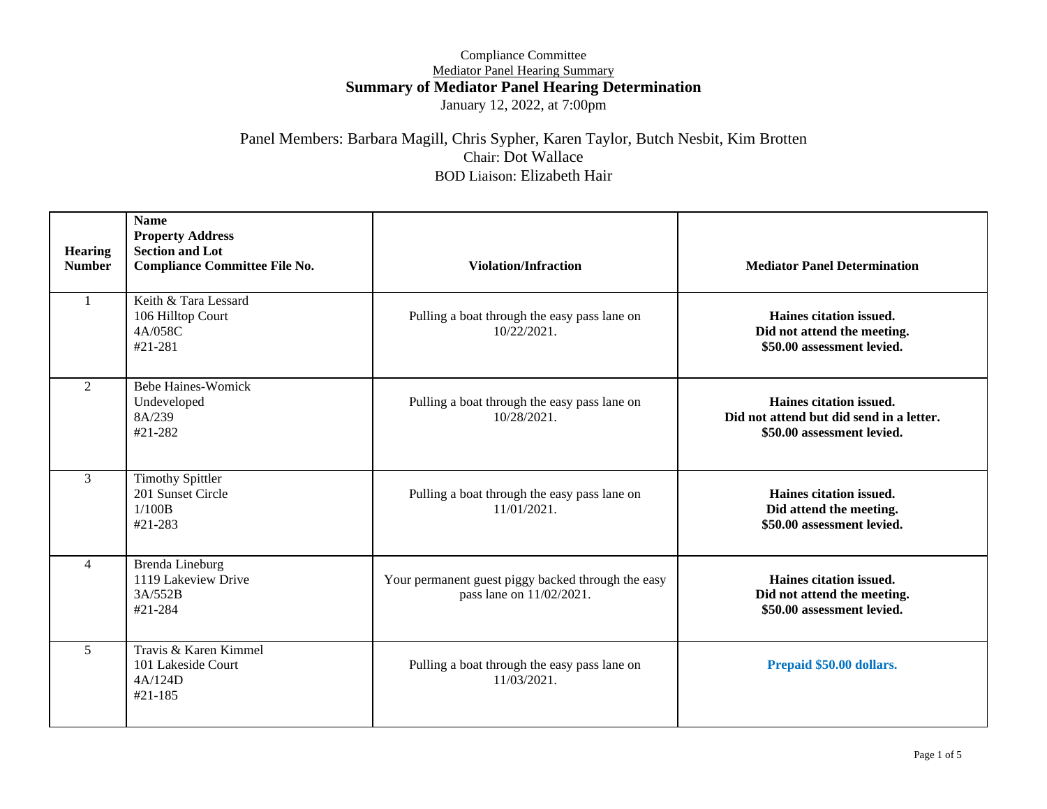Compliance Committee

Mediator Panel Hearing Summary

# Summary of Mediator Panel Hearing Determination

January 12, 2022, at 7:00pm

Panel Members: Barbara Magill, Chris Sypher, Karen Taylor, Butch Nesbit, Kim Brotten

Chair: Dot Wallace

BOD Liaison: Elizabeth Hair

| Hearing Number | Name<br>Property Address<br>Section and Lot<br>Compliance Committee File No. | Violation/Infraction | Mediator Panel Determination |
|---|---|---|---|
| 1 | Keith & Tara Lessard<br>106 Hilltop Court<br>4A/058C<br>#21-281 | Pulling a boat through the easy pass lane on 10/22/2021. | **Haines citation issued.<br>Did not attend the meeting.<br>$50.00 assessment levied.** |
| 2 | Bebe Haines-Womick<br>Undeveloped<br>8A/239<br>#21-282 | Pulling a boat through the easy pass lane on 10/28/2021. | **Haines citation issued.<br>Did not attend but did send in a letter.<br>$50.00 assessment levied.** |
| 3 | Timothy Spittler<br>201 Sunset Circle<br>1/100B<br>#21-283 | Pulling a boat through the easy pass lane on 11/01/2021. | **Haines citation issued.<br>Did attend the meeting.<br>$50.00 assessment levied.** |
| 4 | Brenda Lineburg<br>1119 Lakeview Drive<br>3A/552B<br>#21-284 | Your permanent guest piggy backed through the easy pass lane on 11/02/2021. | **Haines citation issued.<br>Did not attend the meeting.<br>$50.00 assessment levied.** |
| 5 | Travis & Karen Kimmel<br>101 Lakeside Court<br>4A/124D<br>#21-185 | Pulling a boat through the easy pass lane on 11/03/2021. | **Prepaid $50.00 dollars.** |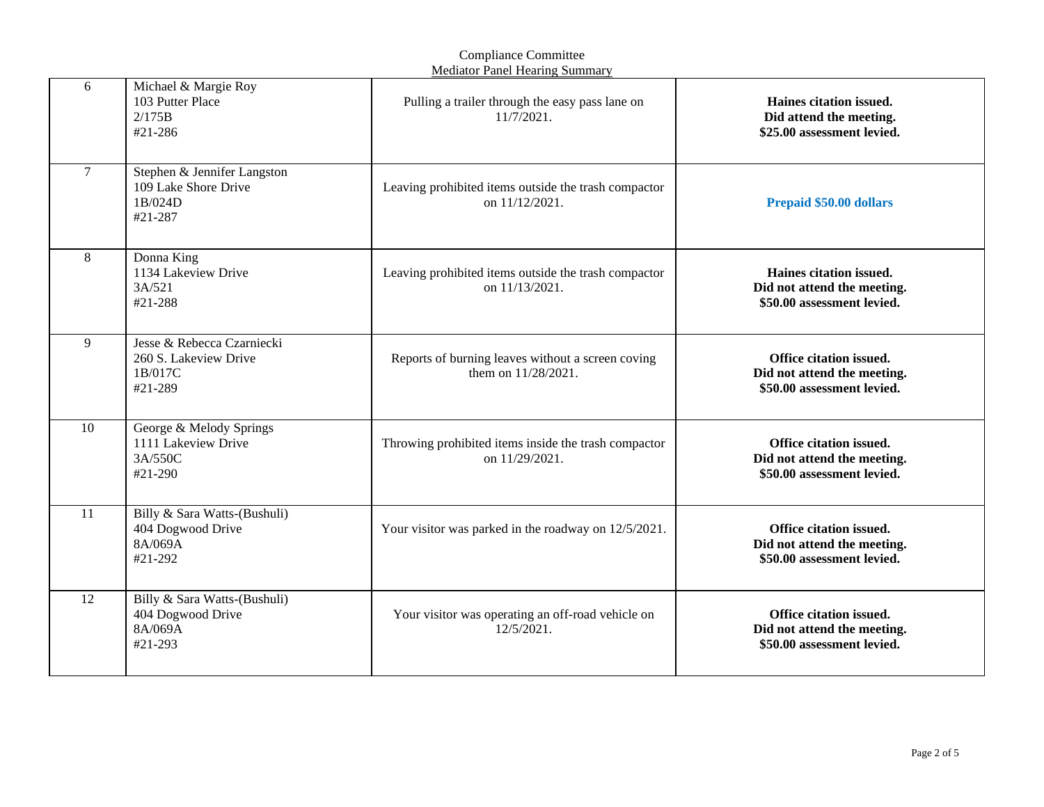Compliance Committee
Mediator Panel Hearing Summary

| | | | |
|---|---|---|---|
| 6 | Michael & Margie Roy<br>103 Putter Place<br>2/175B<br>#21-286 | Pulling a trailer through the easy pass lane on 11/7/2021. | **Haines citation issued.<br>Did attend the meeting.<br>$25.00 assessment levied.** |
| 7 | Stephen & Jennifer Langston<br>109 Lake Shore Drive<br>1B/024D<br>#21-287 | Leaving prohibited items outside the trash compactor on 11/12/2021. | **Prepaid $50.00 dollars** |
| 8 | Donna King<br>1134 Lakeview Drive<br>3A/521<br>#21-288 | Leaving prohibited items outside the trash compactor on 11/13/2021. | **Haines citation issued.<br>Did not attend the meeting.<br>$50.00 assessment levied.** |
| 9 | Jesse & Rebecca Czarniecki<br>260 S. Lakeview Drive<br>1B/017C<br>#21-289 | Reports of burning leaves without a screen coving them on 11/28/2021. | **Office citation issued.<br>Did not attend the meeting.<br>$50.00 assessment levied.** |
| 10 | George & Melody Springs<br>1111 Lakeview Drive<br>3A/550C<br>#21-290 | Throwing prohibited items inside the trash compactor on 11/29/2021. | **Office citation issued.<br>Did not attend the meeting.<br>$50.00 assessment levied.** |
| 11 | Billy & Sara Watts-(Bushuli)<br>404 Dogwood Drive<br>8A/069A<br>#21-292 | Your visitor was parked in the roadway on 12/5/2021. | **Office citation issued.<br>Did not attend the meeting.<br>$50.00 assessment levied.** |
| 12 | Billy & Sara Watts-(Bushuli)<br>404 Dogwood Drive<br>8A/069A<br>#21-293 | Your visitor was operating an off-road vehicle on 12/5/2021. | **Office citation issued.<br>Did not attend the meeting.<br>$50.00 assessment levied.** |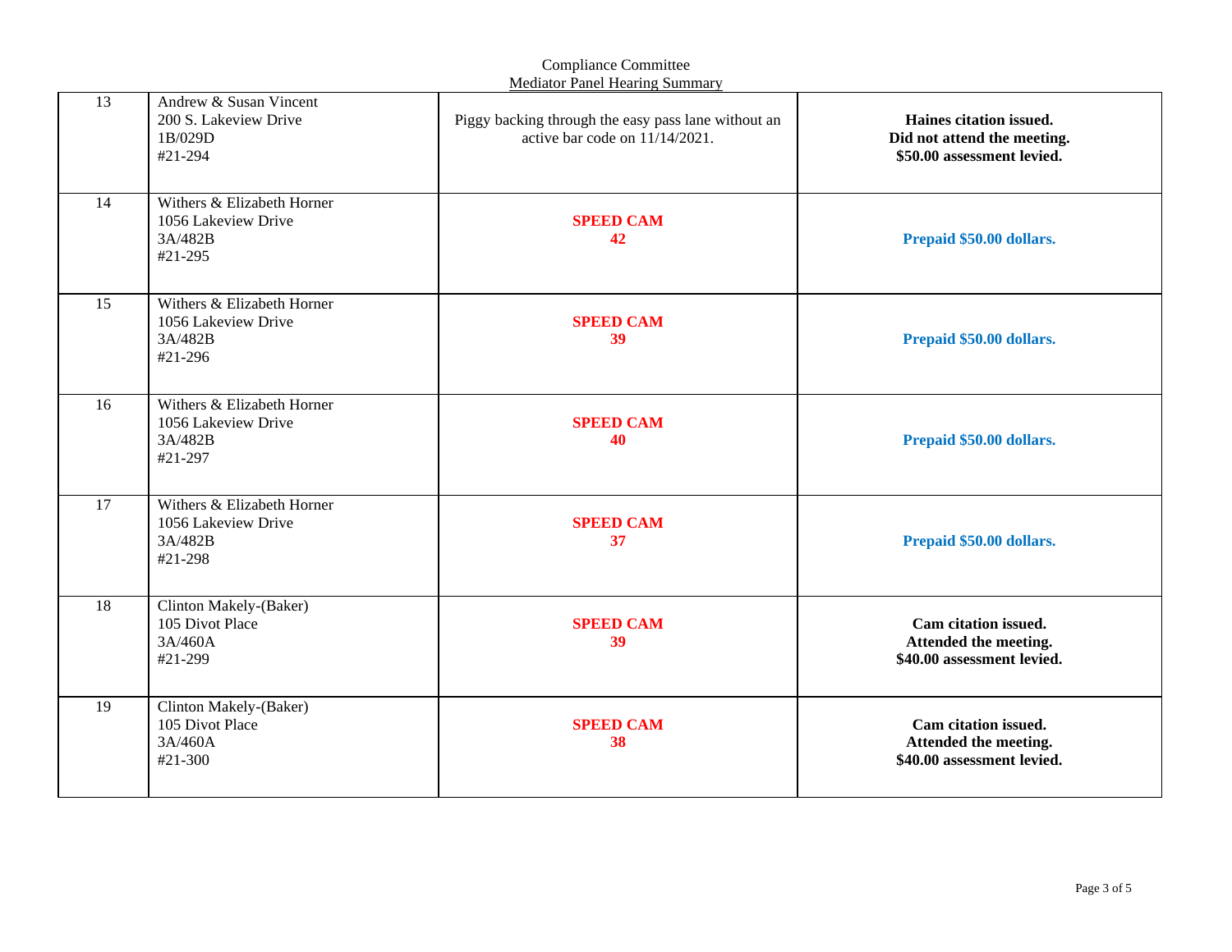Compliance Committee
Mediator Panel Hearing Summary

| | | | |
|---|---|---|---|
| 13 | Andrew & Susan Vincent<br>200 S. Lakeview Drive<br>1B/029D<br>#21-294 | Piggy backing through the easy pass lane without an active bar code on 11/14/2021. | **Haines citation issued.<br>Did not attend the meeting.<br>$50.00 assessment levied.** |
| 14 | Withers & Elizabeth Horner<br>1056 Lakeview Drive<br>3A/482B<br>#21-295 | **SPEED CAM<br>42** | **Prepaid $50.00 dollars.** |
| 15 | Withers & Elizabeth Horner<br>1056 Lakeview Drive<br>3A/482B<br>#21-296 | **SPEED CAM<br>39** | **Prepaid $50.00 dollars.** |
| 16 | Withers & Elizabeth Horner<br>1056 Lakeview Drive<br>3A/482B<br>#21-297 | **SPEED CAM<br>40** | **Prepaid $50.00 dollars.** |
| 17 | Withers & Elizabeth Horner<br>1056 Lakeview Drive<br>3A/482B<br>#21-298 | **SPEED CAM<br>37** | **Prepaid $50.00 dollars.** |
| 18 | Clinton Makely-(Baker)<br>105 Divot Place<br>3A/460A<br>#21-299 | **SPEED CAM<br>39** | **Cam citation issued.<br>Attended the meeting.<br>$40.00 assessment levied.** |
| 19 | Clinton Makely-(Baker)<br>105 Divot Place<br>3A/460A<br>#21-300 | **SPEED CAM<br>38** | **Cam citation issued.<br>Attended the meeting.<br>$40.00 assessment levied.** |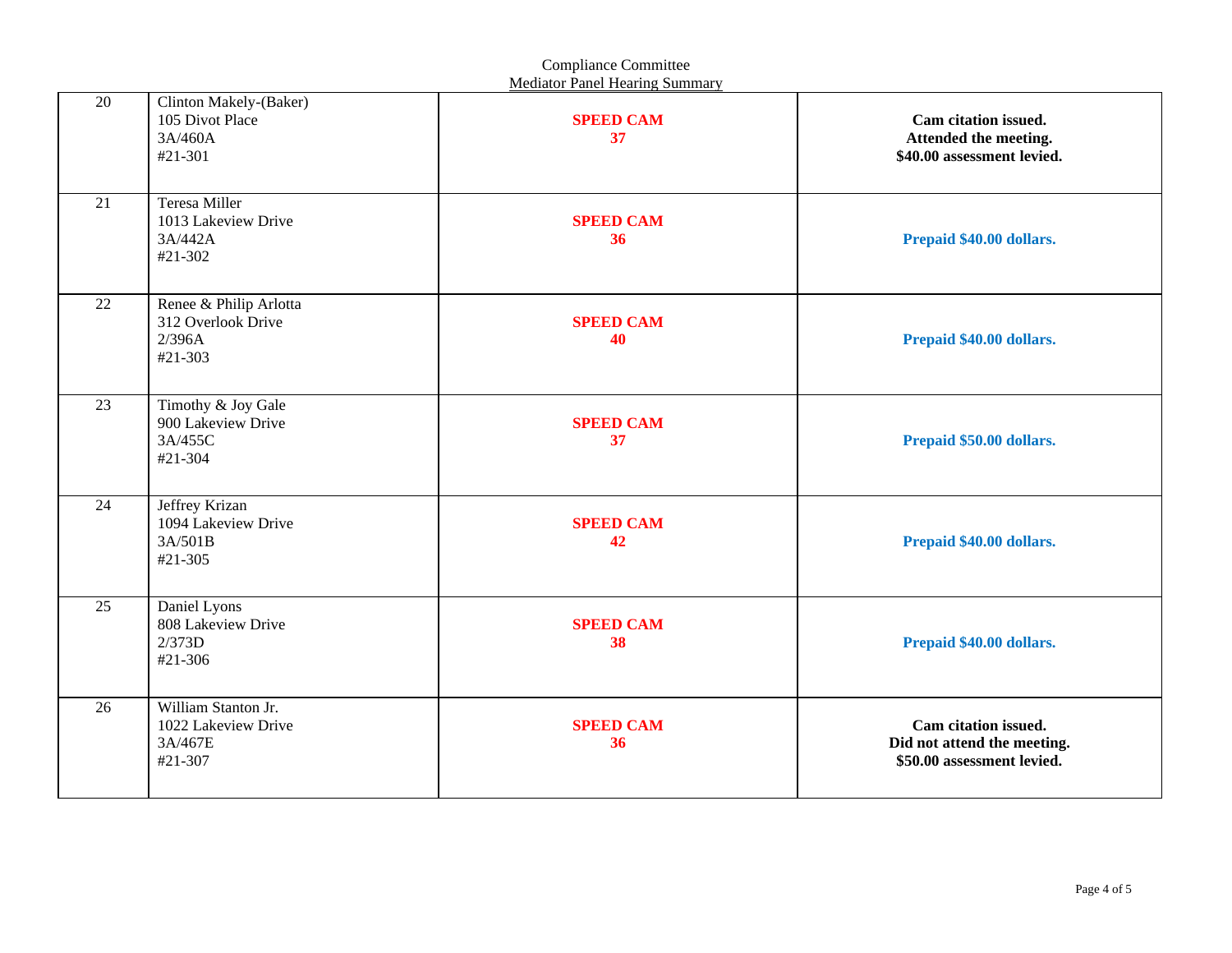Compliance Committee
Mediator Panel Hearing Summary

| | | | |
|---|---|---|---|
| 20 | Clinton Makely-(Baker)<br>105 Divot Place<br>3A/460A<br>#21-301 | **SPEED CAM**<br>**37** | **Cam citation issued.**<br>**Attended the meeting.**<br>**$40.00 assessment levied.** |
| 21 | Teresa Miller<br>1013 Lakeview Drive<br>3A/442A<br>#21-302 | **SPEED CAM**<br>**36** | **Prepaid $40.00 dollars.** |
| 22 | Renee & Philip Arlotta<br>312 Overlook Drive<br>2/396A<br>#21-303 | **SPEED CAM**<br>**40** | **Prepaid $40.00 dollars.** |
| 23 | Timothy & Joy Gale<br>900 Lakeview Drive<br>3A/455C<br>#21-304 | **SPEED CAM**<br>**37** | **Prepaid $50.00 dollars.** |
| 24 | Jeffrey Krizan<br>1094 Lakeview Drive<br>3A/501B<br>#21-305 | **SPEED CAM**<br>**42** | **Prepaid $40.00 dollars.** |
| 25 | Daniel Lyons<br>808 Lakeview Drive<br>2/373D<br>#21-306 | **SPEED CAM**<br>**38** | **Prepaid $40.00 dollars.** |
| 26 | William Stanton Jr.<br>1022 Lakeview Drive<br>3A/467E<br>#21-307 | **SPEED CAM**<br>**36** | **Cam citation issued.**<br>**Did not attend the meeting.**<br>**$50.00 assessment levied.** |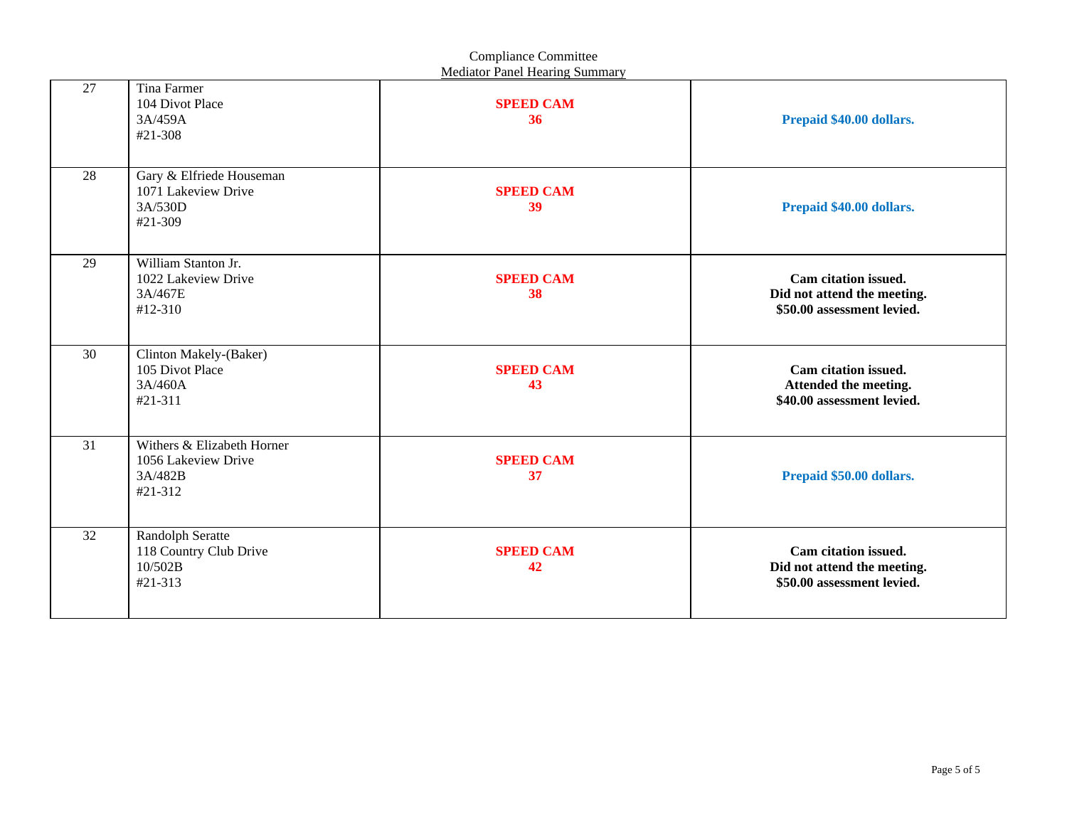Compliance Committee

Mediator Panel Hearing Summary

| | | | |
|---|---|---|---|
| 27 | Tina Farmer<br>104 Divot Place<br>3A/459A<br>#21-308 | **SPEED CAM<br>36** | **Prepaid $40.00 dollars.** |
| 28 | Gary & Elfriede Houseman<br>1071 Lakeview Drive<br>3A/530D<br>#21-309 | **SPEED CAM<br>39** | **Prepaid $40.00 dollars.** |
| 29 | William Stanton Jr.<br>1022 Lakeview Drive<br>3A/467E<br>#12-310 | **SPEED CAM<br>38** | **Cam citation issued.<br>Did not attend the meeting.<br>$50.00 assessment levied.** |
| 30 | Clinton Makely-(Baker)<br>105 Divot Place<br>3A/460A<br>#21-311 | **SPEED CAM<br>43** | **Cam citation issued.<br>Attended the meeting.<br>$40.00 assessment levied.** |
| 31 | Withers & Elizabeth Horner<br>1056 Lakeview Drive<br>3A/482B<br>#21-312 | **SPEED CAM<br>37** | **Prepaid $50.00 dollars.** |
| 32 | Randolph Seratte<br>118 Country Club Drive<br>10/502B<br>#21-313 | **SPEED CAM<br>42** | **Cam citation issued.<br>Did not attend the meeting.<br>$50.00 assessment levied.** |